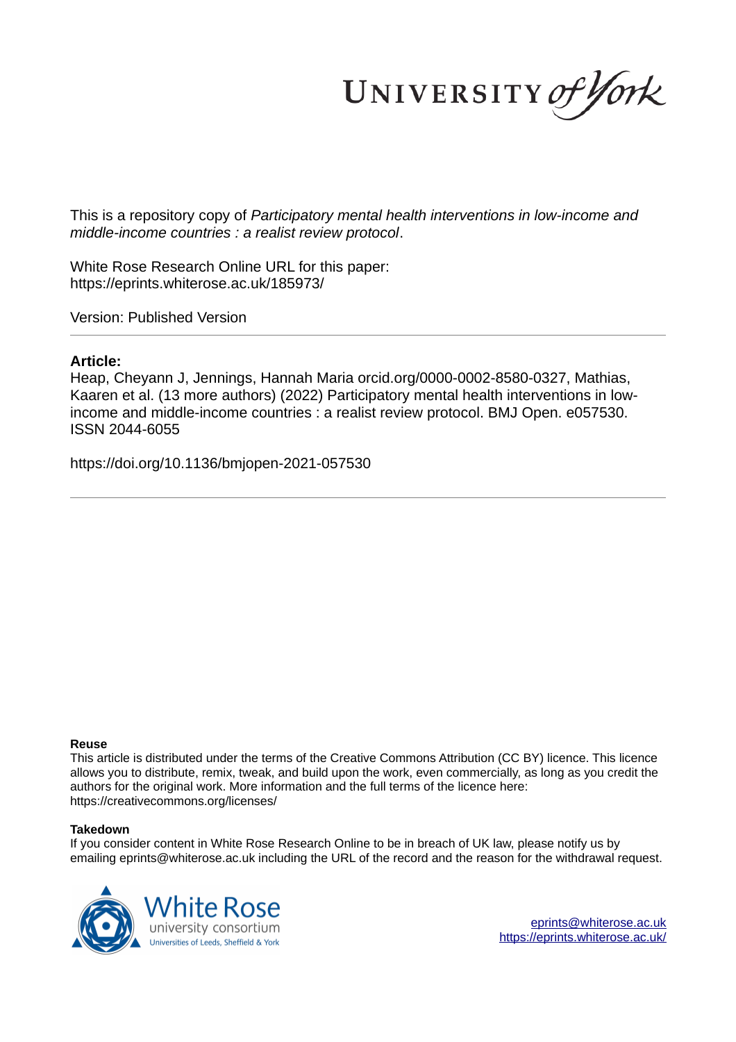UNIVERSITY of York

This is a repository copy of *Participatory mental health interventions in low-income and middle-income countries : a realist review protocol*.

White Rose Research Online URL for this paper:
https://eprints.whiterose.ac.uk/185973/

Version: Published Version

---

**Article:**

Heap, Cheyann J, Jennings, Hannah Maria orcid.org/0000-0002-8580-0327, Mathias, Kaaren et al. (13 more authors) (2022) Participatory mental health interventions in low-income and middle-income countries : a realist review protocol. BMJ Open. e057530. ISSN 2044-6055

https://doi.org/10.1136/bmjopen-2021-057530

---

**Reuse**

This article is distributed under the terms of the Creative Commons Attribution (CC BY) licence. This licence allows you to distribute, remix, tweak, and build upon the work, even commercially, as long as you credit the authors for the original work. More information and the full terms of the licence here: https://creativecommons.org/licenses/

**Takedown**

If you consider content in White Rose Research Online to be in breach of UK law, please notify us by emailing eprints@whiterose.ac.uk including the URL of the record and the reason for the withdrawal request.

White Rose university consortium
Universities of Leeds, Sheffield & York

eprints@whiterose.ac.uk
https://eprints.whiterose.ac.uk/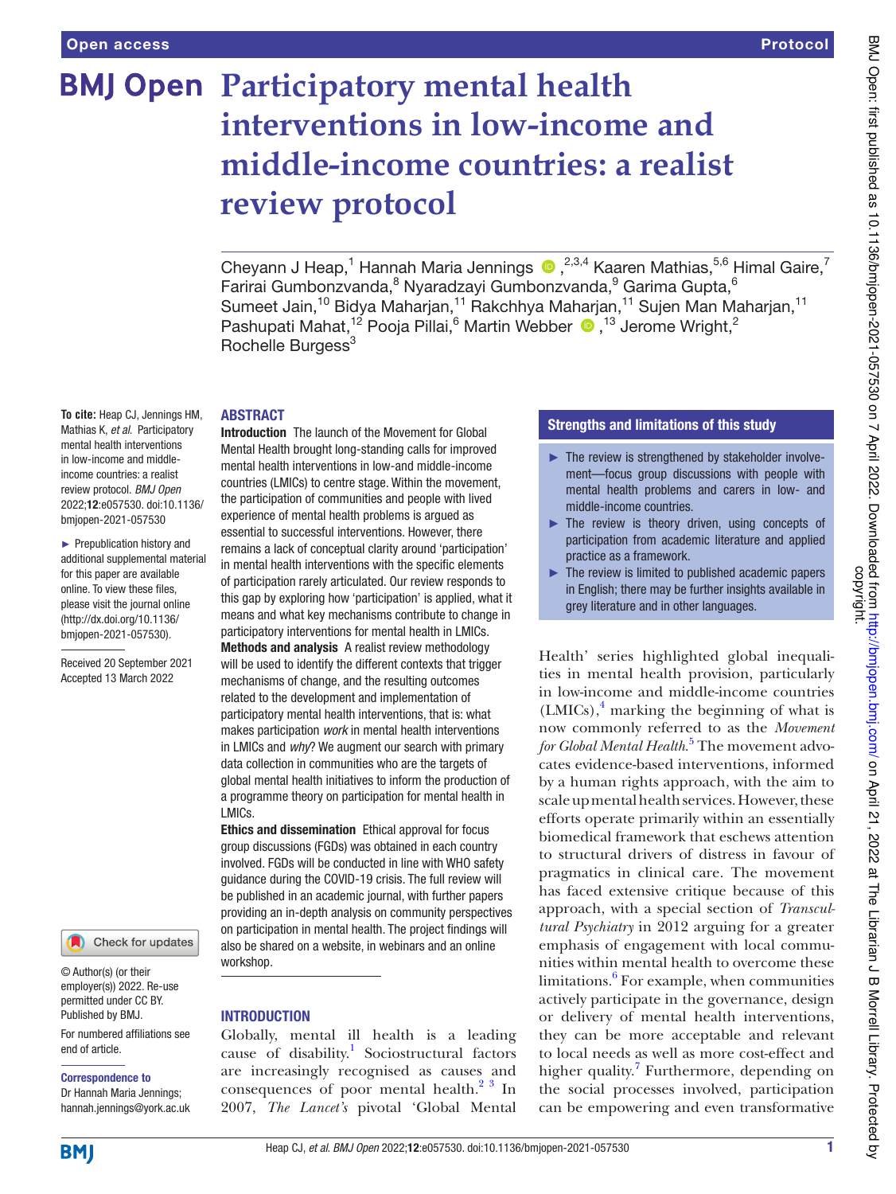# Participatory mental health interventions in low-income and middle-income countries: a realist review protocol

Cheyann J Heap,[1] Hannah Maria Jennings,[2,3,4] Kaaren Mathias,[5,6] Himal Gaire,[7] Farirai Gumbonzvanda,[8] Nyaradzayi Gumbonzvanda,[9] Garima Gupta,[6] Sumeet Jain,[10] Bidya Maharjan,[11] Rakchhya Maharjan,[11] Sujen Man Maharjan,[11] Pashupati Mahat,[12] Pooja Pillai,[6] Martin Webber,[13] Jerome Wright,[2] Rochelle Burgess[3]

**To cite:** Heap CJ, Jennings HM, Mathias K, *et al*. Participatory mental health interventions in low-income and middle-income countries: a realist review protocol. *BMJ Open* 2022;**12**:e057530. doi:10.1136/bmjopen-2021-057530

► Prepublication history and additional supplemental material for this paper are available online. To view these files, please visit the journal online (http://dx.doi.org/10.1136/bmjopen-2021-057530).

Received 20 September 2021
Accepted 13 March 2022

© Author(s) (or their employer(s)) 2022. Re-use permitted under CC BY. Published by BMJ.

For numbered affiliations see end of article.

**Correspondence to**
Dr Hannah Maria Jennings; hannah.jennings@york.ac.uk

## ABSTRACT

**Introduction** The launch of the Movement for Global Mental Health brought long-standing calls for improved mental health interventions in low-and middle-income countries (LMICs) to centre stage. Within the movement, the participation of communities and people with lived experience of mental health problems is argued as essential to successful interventions. However, there remains a lack of conceptual clarity around 'participation' in mental health interventions with the specific elements of participation rarely articulated. Our review responds to this gap by exploring how 'participation' is applied, what it means and what key mechanisms contribute to change in participatory interventions for mental health in LMICs.

**Methods and analysis** A realist review methodology will be used to identify the different contexts that trigger mechanisms of change, and the resulting outcomes related to the development and implementation of participatory mental health interventions, that is: what makes participation *work* in mental health interventions in LMICs and *why*? We augment our search with primary data collection in communities who are the targets of global mental health initiatives to inform the production of a programme theory on participation for mental health in LMICs.

**Ethics and dissemination** Ethical approval for focus group discussions (FGDs) was obtained in each country involved. FGDs will be conducted in line with WHO safety guidance during the COVID-19 crisis. The full review will be published in an academic journal, with further papers providing an in-depth analysis on community perspectives on participation in mental health. The project findings will also be shared on a website, in webinars and an online workshop.

## Strengths and limitations of this study

- ► The review is strengthened by stakeholder involvement—focus group discussions with people with mental health problems and carers in low- and middle-income countries.
- ► The review is theory driven, using concepts of participation from academic literature and applied practice as a framework.
- ► The review is limited to published academic papers in English; there may be further insights available in grey literature and in other languages.

## INTRODUCTION

Globally, mental ill health is a leading cause of disability.[1] Sociostructural factors are increasingly recognised as causes and consequences of poor mental health.[2 3] In 2007, *The Lancet's* pivotal 'Global Mental Health' series highlighted global inequalities in mental health provision, particularly in low-income and middle-income countries (LMICs),[4] marking the beginning of what is now commonly referred to as the *Movement for Global Mental Health*.[5] The movement advocates evidence-based interventions, informed by a human rights approach, with the aim to scale up mental health services. However, these efforts operate primarily within an essentially biomedical framework that eschews attention to structural drivers of distress in favour of pragmatics in clinical care. The movement has faced extensive critique because of this approach, with a special section of *Transcultural Psychiatry* in 2012 arguing for a greater emphasis of engagement with local communities within mental health to overcome these limitations.[6] For example, when communities actively participate in the governance, design or delivery of mental health interventions, they can be more acceptable and relevant to local needs as well as more cost-effect and higher quality.[7] Furthermore, depending on the social processes involved, participation can be empowering and even transformative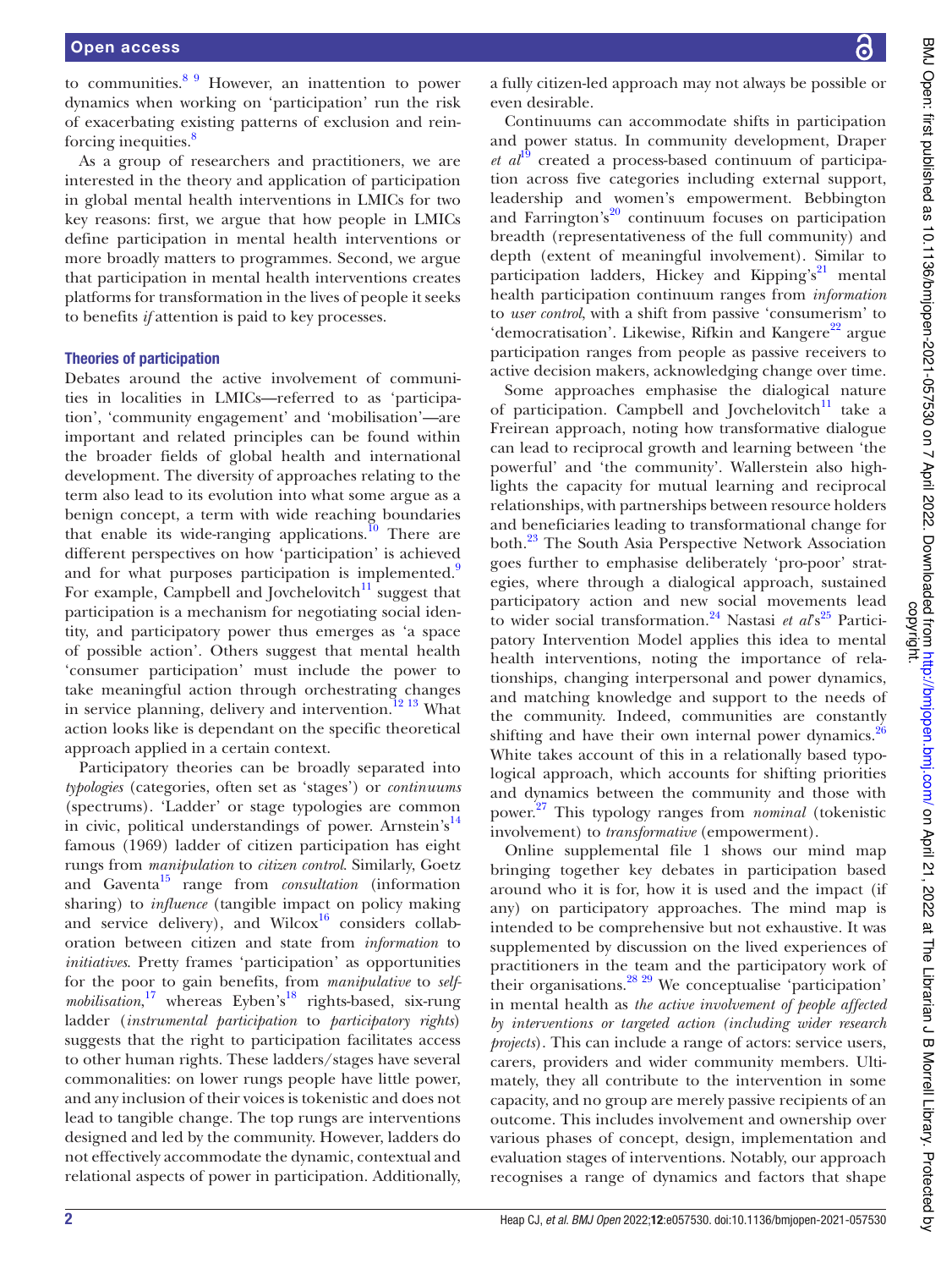to communities.[8,9] However, an inattention to power dynamics when working on 'participation' run the risk of exacerbating existing patterns of exclusion and reinforcing inequities.[8]

As a group of researchers and practitioners, we are interested in the theory and application of participation in global mental health interventions in LMICs for two key reasons: first, we argue that how people in LMICs define participation in mental health interventions or more broadly matters to programmes. Second, we argue that participation in mental health interventions creates platforms for transformation in the lives of people it seeks to benefits *if* attention is paid to key processes.

## Theories of participation

Debates around the active involvement of communities in localities in LMICs—referred to as 'participation', 'community engagement' and 'mobilisation'—are important and related principles can be found within the broader fields of global health and international development. The diversity of approaches relating to the term also lead to its evolution into what some argue as a benign concept, a term with wide reaching boundaries that enable its wide-ranging applications.[10] There are different perspectives on how 'participation' is achieved and for what purposes participation is implemented.[9] For example, Campbell and Jovchelovitch[11] suggest that participation is a mechanism for negotiating social identity, and participatory power thus emerges as 'a space of possible action'. Others suggest that mental health 'consumer participation' must include the power to take meaningful action through orchestrating changes in service planning, delivery and intervention.[12,13] What action looks like is dependant on the specific theoretical approach applied in a certain context.

Participatory theories can be broadly separated into *typologies* (categories, often set as 'stages') or *continuums* (spectrums). 'Ladder' or stage typologies are common in civic, political understandings of power. Arnstein's[14] famous (1969) ladder of citizen participation has eight rungs from *manipulation* to *citizen control*. Similarly, Goetz and Gaventa[15] range from *consultation* (information sharing) to *influence* (tangible impact on policy making and service delivery), and Wilcox[16] considers collaboration between citizen and state from *information* to *initiatives*. Pretty frames 'participation' as opportunities for the poor to gain benefits, from *manipulative* to *self-mobilisation*,[17] whereas Eyben's[18] rights-based, six-rung ladder (*instrumental participation* to *participatory rights*) suggests that the right to participation facilitates access to other human rights. These ladders/stages have several commonalities: on lower rungs people have little power, and any inclusion of their voices is tokenistic and does not lead to tangible change. The top rungs are interventions designed and led by the community. However, ladders do not effectively accommodate the dynamic, contextual and relational aspects of power in participation. Additionally, a fully citizen-led approach may not always be possible or even desirable.

Continuums can accommodate shifts in participation and power status. In community development, Draper *et al*[19] created a process-based continuum of participation across five categories including external support, leadership and women's empowerment. Bebbington and Farrington's[20] continuum focuses on participation breadth (representativeness of the full community) and depth (extent of meaningful involvement). Similar to participation ladders, Hickey and Kipping's[21] mental health participation continuum ranges from *information* to *user control*, with a shift from passive 'consumerism' to 'democratisation'. Likewise, Rifkin and Kangere[22] argue participation ranges from people as passive receivers to active decision makers, acknowledging change over time.

Some approaches emphasise the dialogical nature of participation. Campbell and Jovchelovitch[11] take a Freirean approach, noting how transformative dialogue can lead to reciprocal growth and learning between 'the powerful' and 'the community'. Wallerstein also highlights the capacity for mutual learning and reciprocal relationships, with partnerships between resource holders and beneficiaries leading to transformational change for both.[23] The South Asia Perspective Network Association goes further to emphasise deliberately 'pro-poor' strategies, where through a dialogical approach, sustained participatory action and new social movements lead to wider social transformation.[24] Nastasi *et al*'s[25] Participatory Intervention Model applies this idea to mental health interventions, noting the importance of relationships, changing interpersonal and power dynamics, and matching knowledge and support to the needs of the community. Indeed, communities are constantly shifting and have their own internal power dynamics.[26] White takes account of this in a relationally based typological approach, which accounts for shifting priorities and dynamics between the community and those with power.[27] This typology ranges from *nominal* (tokenistic involvement) to *transformative* (empowerment).

Online supplemental file 1 shows our mind map bringing together key debates in participation based around who it is for, how it is used and the impact (if any) on participatory approaches. The mind map is intended to be comprehensive but not exhaustive. It was supplemented by discussion on the lived experiences of practitioners in the team and the participatory work of their organisations.[28,29] We conceptualise 'participation' in mental health as *the active involvement of people affected by interventions or targeted action (including wider research projects)*. This can include a range of actors: service users, carers, providers and wider community members. Ultimately, they all contribute to the intervention in some capacity, and no group are merely passive recipients of an outcome. This includes involvement and ownership over various phases of concept, design, implementation and evaluation stages of interventions. Notably, our approach recognises a range of dynamics and factors that shape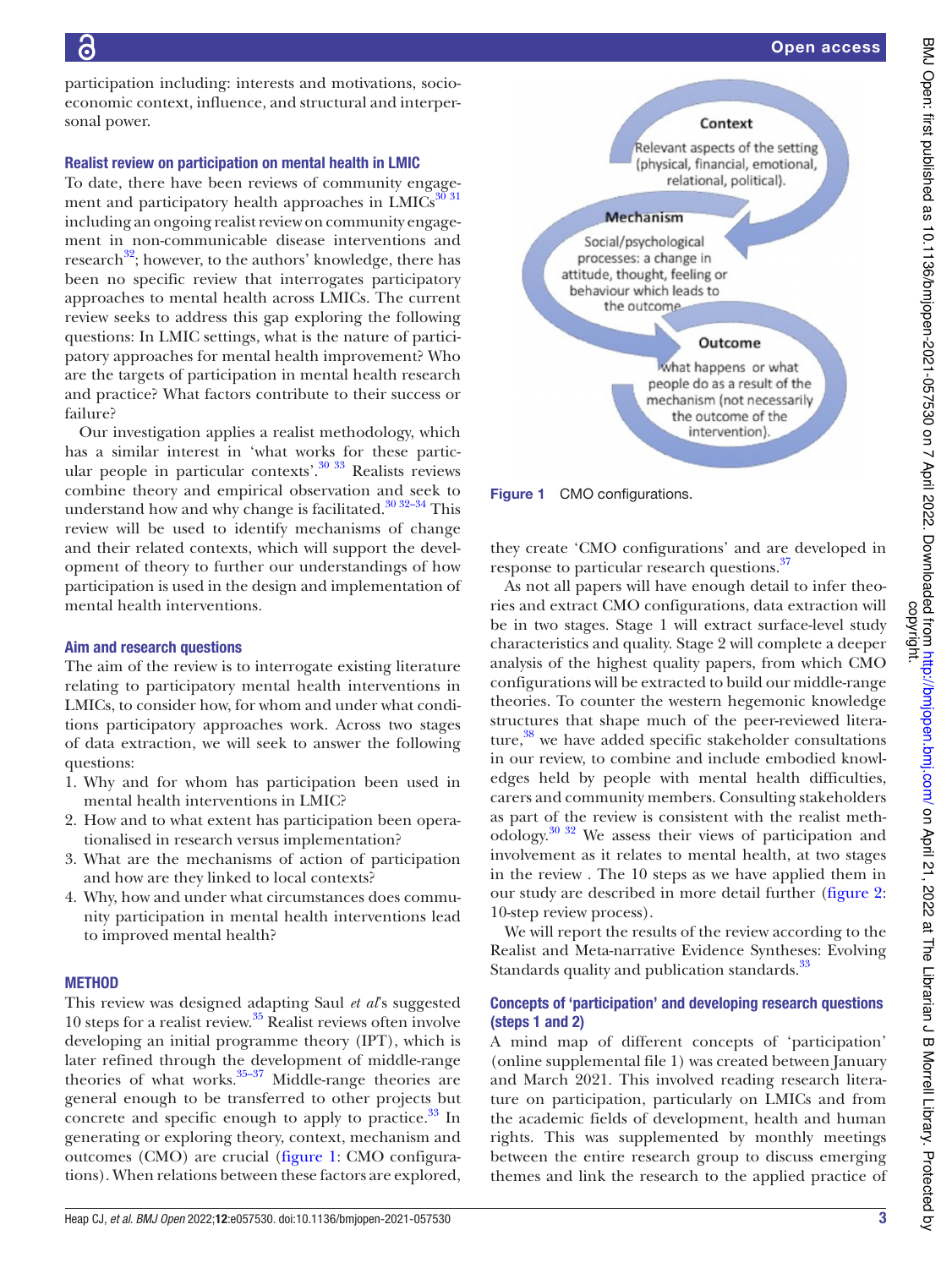participation including: interests and motivations, socio-economic context, influence, and structural and interpersonal power.

### Realist review on participation on mental health in LMIC

To date, there have been reviews of community engagement and participatory health approaches in LMICs[30 31] including an ongoing realist review on community engagement in non-communicable disease interventions and research[32]; however, to the authors' knowledge, there has been no specific review that interrogates participatory approaches to mental health across LMICs. The current review seeks to address this gap exploring the following questions: In LMIC settings, what is the nature of participatory approaches for mental health improvement? Who are the targets of participation in mental health research and practice? What factors contribute to their success or failure?

Our investigation applies a realist methodology, which has a similar interest in 'what works for these particular people in particular contexts'.[30 33] Realists reviews combine theory and empirical observation and seek to understand how and why change is facilitated.[30 32–34] This review will be used to identify mechanisms of change and their related contexts, which will support the development of theory to further our understandings of how participation is used in the design and implementation of mental health interventions.

### Aim and research questions

The aim of the review is to interrogate existing literature relating to participatory mental health interventions in LMICs, to consider how, for whom and under what conditions participatory approaches work. Across two stages of data extraction, we will seek to answer the following questions:

1. Why and for whom has participation been used in mental health interventions in LMIC?
2. How and to what extent has participation been operationalised in research versus implementation?
3. What are the mechanisms of action of participation and how are they linked to local contexts?
4. Why, how and under what circumstances does community participation in mental health interventions lead to improved mental health?

## METHOD

This review was designed adapting Saul *et al*'s suggested 10 steps for a realist review.[35] Realist reviews often involve developing an initial programme theory (IPT), which is later refined through the development of middle-range theories of what works.[35–37] Middle-range theories are general enough to be transferred to other projects but concrete and specific enough to apply to practice.[33] In generating or exploring theory, context, mechanism and outcomes (CMO) are crucial (figure 1: CMO configurations). When relations between these factors are explored, they create 'CMO configurations' and are developed in response to particular research questions.[37]

Context: Relevant aspects of the setting (physical, financial, emotional, relational, political).

Mechanism: Social/psychological processes: a change in attitude, thought, feeling or behaviour which leads to the outcome

Outcome: what happens or what people do as a result of the mechanism (not necessarily the outcome of the intervention).

**Figure 1** CMO configurations.

As not all papers will have enough detail to infer theories and extract CMO configurations, data extraction will be in two stages. Stage 1 will extract surface-level study characteristics and quality. Stage 2 will complete a deeper analysis of the highest quality papers, from which CMO configurations will be extracted to build our middle-range theories. To counter the western hegemonic knowledge structures that shape much of the peer-reviewed literature,[38] we have added specific stakeholder consultations in our review, to combine and include embodied knowledges held by people with mental health difficulties, carers and community members. Consulting stakeholders as part of the review is consistent with the realist methodology.[30 32] We assess their views of participation and involvement as it relates to mental health, at two stages in the review . The 10 steps as we have applied them in our study are described in more detail further (figure 2: 10-step review process).

We will report the results of the review according to the Realist and Meta-narrative Evidence Syntheses: Evolving Standards quality and publication standards.[33]

### Concepts of 'participation' and developing research questions (steps 1 and 2)

A mind map of different concepts of 'participation' (online supplemental file 1) was created between January and March 2021. This involved reading research literature on participation, particularly on LMICs and from the academic fields of development, health and human rights. This was supplemented by monthly meetings between the entire research group to discuss emerging themes and link the research to the applied practice of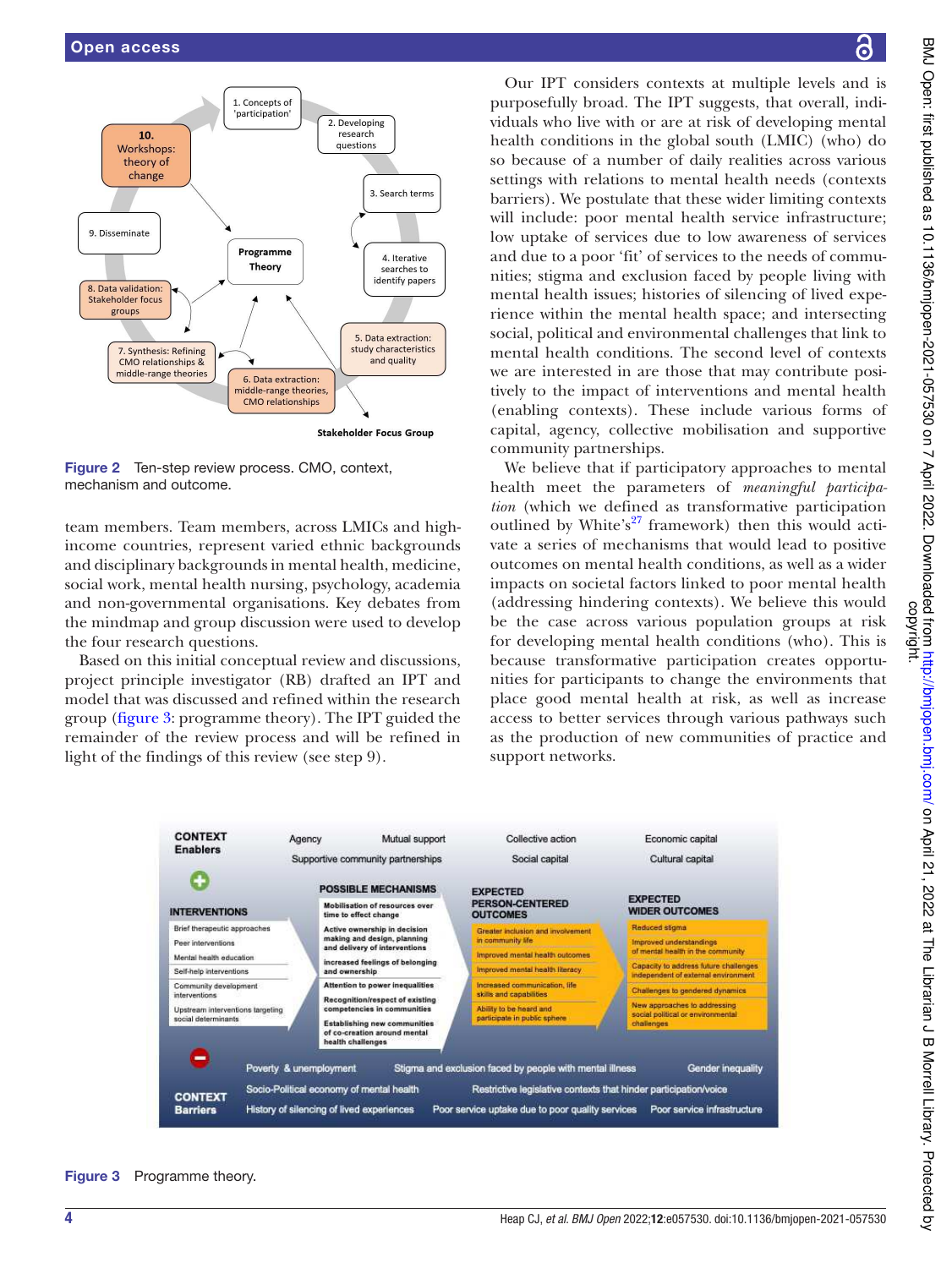Figure 2 Ten-step review process. CMO, context, mechanism and outcome.

team members. Team members, across LMICs and high-income countries, represent varied ethnic backgrounds and disciplinary backgrounds in mental health, medicine, social work, mental health nursing, psychology, academia and non-governmental organisations. Key debates from the mindmap and group discussion were used to develop the four research questions.

Based on this initial conceptual review and discussions, project principle investigator (RB) drafted an IPT and model that was discussed and refined within the research group (figure 3: programme theory). The IPT guided the remainder of the review process and will be refined in light of the findings of this review (see step 9).

Our IPT considers contexts at multiple levels and is purposefully broad. The IPT suggests, that overall, individuals who live with or are at risk of developing mental health conditions in the global south (LMIC) (who) do so because of a number of daily realities across various settings with relations to mental health needs (contexts barriers). We postulate that these wider limiting contexts will include: poor mental health service infrastructure; low uptake of services due to low awareness of services and due to a poor 'fit' of services to the needs of communities; stigma and exclusion faced by people living with mental health issues; histories of silencing of lived experience within the mental health space; and intersecting social, political and environmental challenges that link to mental health conditions. The second level of contexts we are interested in are those that may contribute positively to the impact of interventions and mental health (enabling contexts). These include various forms of capital, agency, collective mobilisation and supportive community partnerships.

We believe that if participatory approaches to mental health meet the parameters of *meaningful participation* (which we defined as transformative participation outlined by White's[27] framework) then this would activate a series of mechanisms that would lead to positive outcomes on mental health conditions, as well as a wider impacts on societal factors linked to poor mental health (addressing hindering contexts). We believe this would be the case across various population groups at risk for developing mental health conditions (who). This is because transformative participation creates opportunities for participants to change the environments that place good mental health at risk, as well as increase access to better services through various pathways such as the production of new communities of practice and support networks.

Figure 3 Programme theory.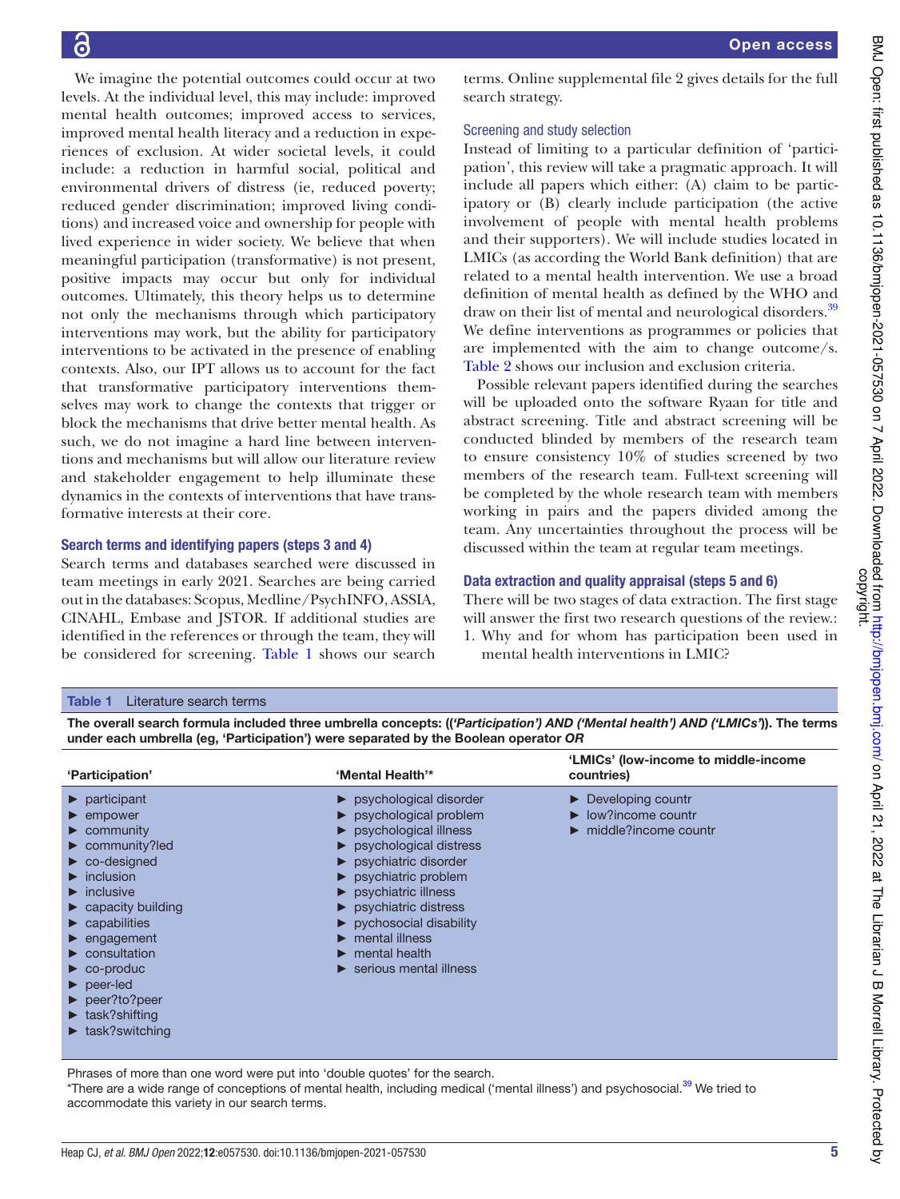We imagine the potential outcomes could occur at two levels. At the individual level, this may include: improved mental health outcomes; improved access to services, improved mental health literacy and a reduction in experiences of exclusion. At wider societal levels, it could include: a reduction in harmful social, political and environmental drivers of distress (ie, reduced poverty; reduced gender discrimination; improved living conditions) and increased voice and ownership for people with lived experience in wider society. We believe that when meaningful participation (transformative) is not present, positive impacts may occur but only for individual outcomes. Ultimately, this theory helps us to determine not only the mechanisms through which participatory interventions may work, but the ability for participatory interventions to be activated in the presence of enabling contexts. Also, our IPT allows us to account for the fact that transformative participatory interventions themselves may work to change the contexts that trigger or block the mechanisms that drive better mental health. As such, we do not imagine a hard line between interventions and mechanisms but will allow our literature review and stakeholder engagement to help illuminate these dynamics in the contexts of interventions that have transformative interests at their core.

### Search terms and identifying papers (steps 3 and 4)

Search terms and databases searched were discussed in team meetings in early 2021. Searches are being carried out in the databases: Scopus, Medline/PsychINFO, ASSIA, CINAHL, Embase and JSTOR. If additional studies are identified in the references or through the team, they will be considered for screening. Table 1 shows our search terms. Online supplemental file 2 gives details for the full search strategy.

### Screening and study selection

Instead of limiting to a particular definition of 'participation', this review will take a pragmatic approach. It will include all papers which either: (A) claim to be participatory or (B) clearly include participation (the active involvement of people with mental health problems and their supporters). We will include studies located in LMICs (as according the World Bank definition) that are related to a mental health intervention. We use a broad definition of mental health as defined by the WHO and draw on their list of mental and neurological disorders.[39] We define interventions as programmes or policies that are implemented with the aim to change outcome/s. Table 2 shows our inclusion and exclusion criteria.

Possible relevant papers identified during the searches will be uploaded onto the software Ryaan for title and abstract screening. Title and abstract screening will be conducted blinded by members of the research team to ensure consistency 10% of studies screened by two members of the research team. Full-text screening will be completed by the whole research team with members working in pairs and the papers divided among the team. Any uncertainties throughout the process will be discussed within the team at regular team meetings.

### Data extraction and quality appraisal (steps 5 and 6)

There will be two stages of data extraction. The first stage will answer the first two research questions of the review.:

1. Why and for whom has participation been used in mental health interventions in LMIC?

**Table 1** Literature search terms

**The overall search formula included three umbrella concepts: ((*'Participation') AND ('Mental health') AND ('LMICs'*)). The terms under each umbrella (eg, 'Participation') were separated by the Boolean operator *OR***

| 'Participation' | 'Mental Health'* | 'LMICs' (low-income to middle-income countries) |
|---|---|---|
| ► participant | ► psychological disorder | ► Developing countr |
| ► empower | ► psychological problem | ► low?income countr |
| ► community | ► psychological illness | ► middle?income countr |
| ► community?led | ► psychological distress | |
| ► co-designed | ► psychiatric disorder | |
| ► inclusion | ► psychiatric problem | |
| ► inclusive | ► psychiatric illness | |
| ► capacity building | ► psychiatric distress | |
| ► capabilities | ► pychosocial disability | |
| ► engagement | ► mental illness | |
| ► consultation | ► mental health | |
| ► co-produc | ► serious mental illness | |
| ► peer-led | | |
| ► peer?to?peer | | |
| ► task?shifting | | |
| ► task?switching | | |

Phrases of more than one word were put into 'double quotes' for the search.
*There are a wide range of conceptions of mental health, including medical ('mental illness') and psychosocial.[39] We tried to accommodate this variety in our search terms.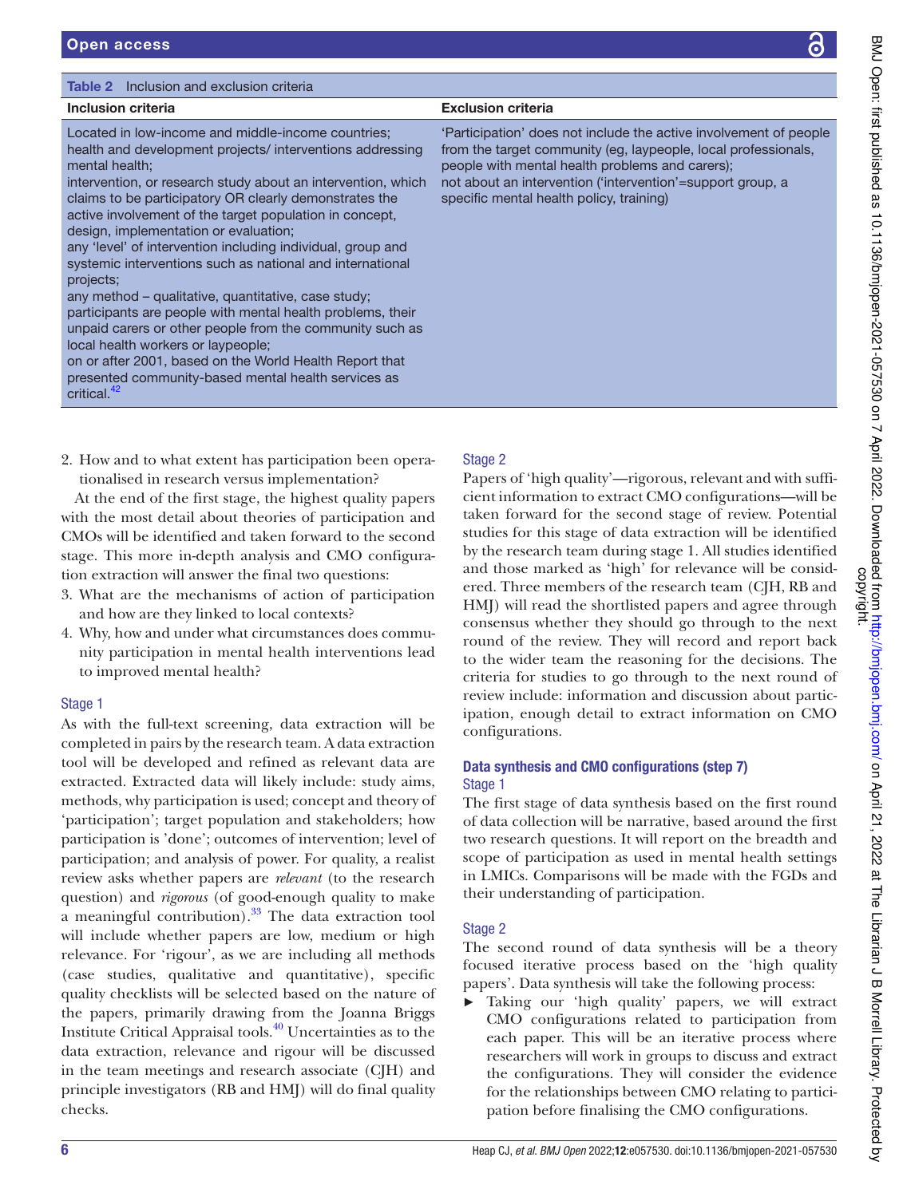**Table 2** Inclusion and exclusion criteria

| Inclusion criteria | Exclusion criteria |
|---|---|
| Located in low-income and middle-income countries; health and development projects/ interventions addressing mental health; intervention, or research study about an intervention, which claims to be participatory OR clearly demonstrates the active involvement of the target population in concept, design, implementation or evaluation; any 'level' of intervention including individual, group and systemic interventions such as national and international projects; any method – qualitative, quantitative, case study; participants are people with mental health problems, their unpaid carers or other people from the community such as local health workers or laypeople; on or after 2001, based on the World Health Report that presented community-based mental health services as critical.[42] | 'Participation' does not include the active involvement of people from the target community (eg, laypeople, local professionals, people with mental health problems and carers); not about an intervention ('intervention'=support group, a specific mental health policy, training) |

2. How and to what extent has participation been operationalised in research versus implementation?

At the end of the first stage, the highest quality papers with the most detail about theories of participation and CMOs will be identified and taken forward to the second stage. This more in-depth analysis and CMO configuration extraction will answer the final two questions:

3. What are the mechanisms of action of participation and how are they linked to local contexts?
4. Why, how and under what circumstances does community participation in mental health interventions lead to improved mental health?

### Stage 1

As with the full-text screening, data extraction will be completed in pairs by the research team. A data extraction tool will be developed and refined as relevant data are extracted. Extracted data will likely include: study aims, methods, why participation is used; concept and theory of 'participation'; target population and stakeholders; how participation is 'done'; outcomes of intervention; level of participation; and analysis of power. For quality, a realist review asks whether papers are *relevant* (to the research question) and *rigorous* (of good-enough quality to make a meaningful contribution).[33] The data extraction tool will include whether papers are low, medium or high relevance. For 'rigour', as we are including all methods (case studies, qualitative and quantitative), specific quality checklists will be selected based on the nature of the papers, primarily drawing from the Joanna Briggs Institute Critical Appraisal tools.[40] Uncertainties as to the data extraction, relevance and rigour will be discussed in the team meetings and research associate (CJH) and principle investigators (RB and HMJ) will do final quality checks.

### Stage 2

Papers of 'high quality'—rigorous, relevant and with sufficient information to extract CMO configurations—will be taken forward for the second stage of review. Potential studies for this stage of data extraction will be identified by the research team during stage 1. All studies identified and those marked as 'high' for relevance will be considered. Three members of the research team (CJH, RB and HMJ) will read the shortlisted papers and agree through consensus whether they should go through to the next round of the review. They will record and report back to the wider team the reasoning for the decisions. The criteria for studies to go through to the next round of review include: information and discussion about participation, enough detail to extract information on CMO configurations.

## Data synthesis and CMO configurations (step 7)

### Stage 1

The first stage of data synthesis based on the first round of data collection will be narrative, based around the first two research questions. It will report on the breadth and scope of participation as used in mental health settings in LMICs. Comparisons will be made with the FGDs and their understanding of participation.

### Stage 2

The second round of data synthesis will be a theory focused iterative process based on the 'high quality papers'. Data synthesis will take the following process:

- Taking our 'high quality' papers, we will extract CMO configurations related to participation from each paper. This will be an iterative process where researchers will work in groups to discuss and extract the configurations. They will consider the evidence for the relationships between CMO relating to participation before finalising the CMO configurations.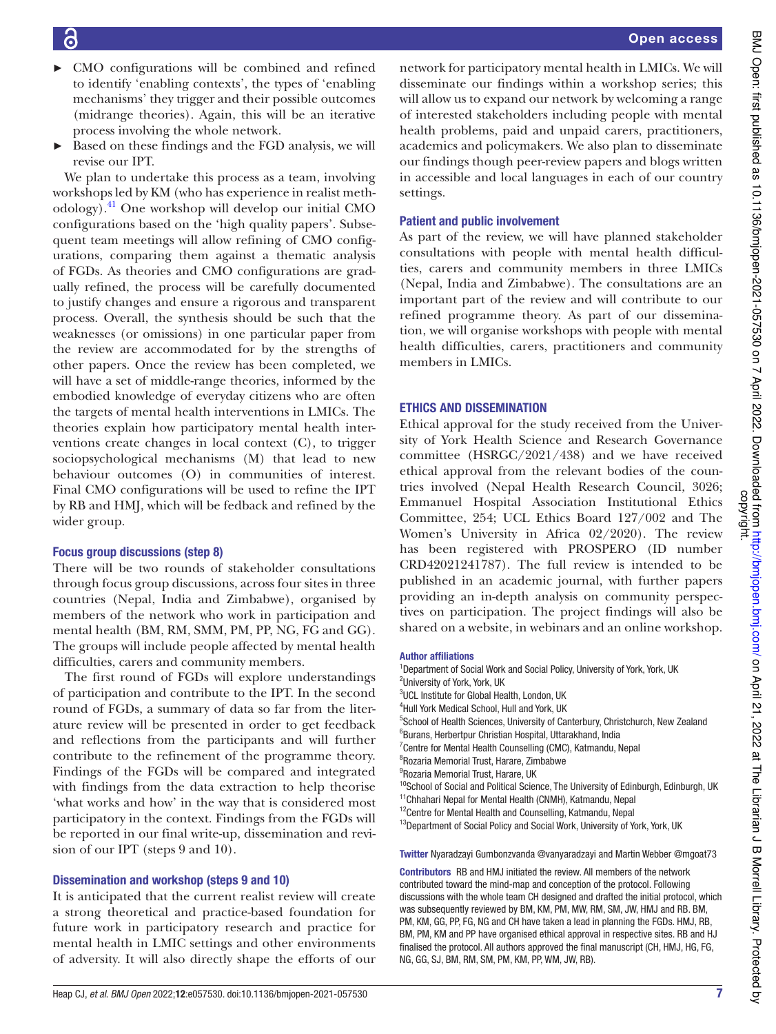- CMO configurations will be combined and refined to identify 'enabling contexts', the types of 'enabling mechanisms' they trigger and their possible outcomes (midrange theories). Again, this will be an iterative process involving the whole network.
- Based on these findings and the FGD analysis, we will revise our IPT.

We plan to undertake this process as a team, involving workshops led by KM (who has experience in realist methodology).[41] One workshop will develop our initial CMO configurations based on the 'high quality papers'. Subsequent team meetings will allow refining of CMO configurations, comparing them against a thematic analysis of FGDs. As theories and CMO configurations are gradually refined, the process will be carefully documented to justify changes and ensure a rigorous and transparent process. Overall, the synthesis should be such that the weaknesses (or omissions) in one particular paper from the review are accommodated for by the strengths of other papers. Once the review has been completed, we will have a set of middle-range theories, informed by the embodied knowledge of everyday citizens who are often the targets of mental health interventions in LMICs. The theories explain how participatory mental health interventions create changes in local context (C), to trigger sociopsychological mechanisms (M) that lead to new behaviour outcomes (O) in communities of interest. Final CMO configurations will be used to refine the IPT by RB and HMJ, which will be fedback and refined by the wider group.

### Focus group discussions (step 8)

There will be two rounds of stakeholder consultations through focus group discussions, across four sites in three countries (Nepal, India and Zimbabwe), organised by members of the network who work in participation and mental health (BM, RM, SMM, PM, PP, NG, FG and GG). The groups will include people affected by mental health difficulties, carers and community members.

The first round of FGDs will explore understandings of participation and contribute to the IPT. In the second round of FGDs, a summary of data so far from the literature review will be presented in order to get feedback and reflections from the participants and will further contribute to the refinement of the programme theory. Findings of the FGDs will be compared and integrated with findings from the data extraction to help theorise 'what works and how' in the way that is considered most participatory in the context. Findings from the FGDs will be reported in our final write-up, dissemination and revision of our IPT (steps 9 and 10).

### Dissemination and workshop (steps 9 and 10)

It is anticipated that the current realist review will create a strong theoretical and practice-based foundation for future work in participatory research and practice for mental health in LMIC settings and other environments of adversity. It will also directly shape the efforts of our network for participatory mental health in LMICs. We will disseminate our findings within a workshop series; this will allow us to expand our network by welcoming a range of interested stakeholders including people with mental health problems, paid and unpaid carers, practitioners, academics and policymakers. We also plan to disseminate our findings though peer-review papers and blogs written in accessible and local languages in each of our country settings.

### Patient and public involvement

As part of the review, we will have planned stakeholder consultations with people with mental health difficulties, carers and community members in three LMICs (Nepal, India and Zimbabwe). The consultations are an important part of the review and will contribute to our refined programme theory. As part of our dissemination, we will organise workshops with people with mental health difficulties, carers, practitioners and community members in LMICs.

## ETHICS AND DISSEMINATION

Ethical approval for the study received from the University of York Health Science and Research Governance committee (HSRGC/2021/438) and we have received ethical approval from the relevant bodies of the countries involved (Nepal Health Research Council, 3026; Emmanuel Hospital Association Institutional Ethics Committee, 254; UCL Ethics Board 127/002 and The Women's University in Africa 02/2020). The review has been registered with PROSPERO (ID number CRD42021241787). The full review is intended to be published in an academic journal, with further papers providing an in-depth analysis on community perspectives on participation. The project findings will also be shared on a website, in webinars and an online workshop.

#### Author affiliations

[1]Department of Social Work and Social Policy, University of York, York, UK
[2]University of York, York, UK
[3]UCL Institute for Global Health, London, UK
[4]Hull York Medical School, Hull and York, UK
[5]School of Health Sciences, University of Canterbury, Christchurch, New Zealand
[6]Burans, Herbertpur Christian Hospital, Uttarakhand, India
[7]Centre for Mental Health Counselling (CMC), Katmandu, Nepal
[8]Rozaria Memorial Trust, Harare, Zimbabwe
[9]Rozaria Memorial Trust, Harare, UK
[10]School of Social and Political Science, The University of Edinburgh, Edinburgh, UK
[11]Chhahari Nepal for Mental Health (CNMH), Katmandu, Nepal
[12]Centre for Mental Health and Counselling, Katmandu, Nepal
[13]Department of Social Policy and Social Work, University of York, York, UK

**Twitter** Nyaradzayi Gumbonzvanda @vanyaradzayi and Martin Webber @mgoat73

**Contributors** RB and HMJ initiated the review. All members of the network contributed toward the mind-map and conception of the protocol. Following discussions with the whole team CH designed and drafted the initial protocol, which was subsequently reviewed by BM, KM, PM, MW, RM, SM, JW, HMJ and RB. BM, PM, KM, GG, PP, FG, NG and CH have taken a lead in planning the FGDs. HMJ, RB, BM, PM, KM and PP have organised ethical approval in respective sites. RB and HJ finalised the protocol. All authors approved the final manuscript (CH, HMJ, HG, FG, NG, GG, SJ, BM, RM, SM, PM, KM, PP, WM, JW, RB).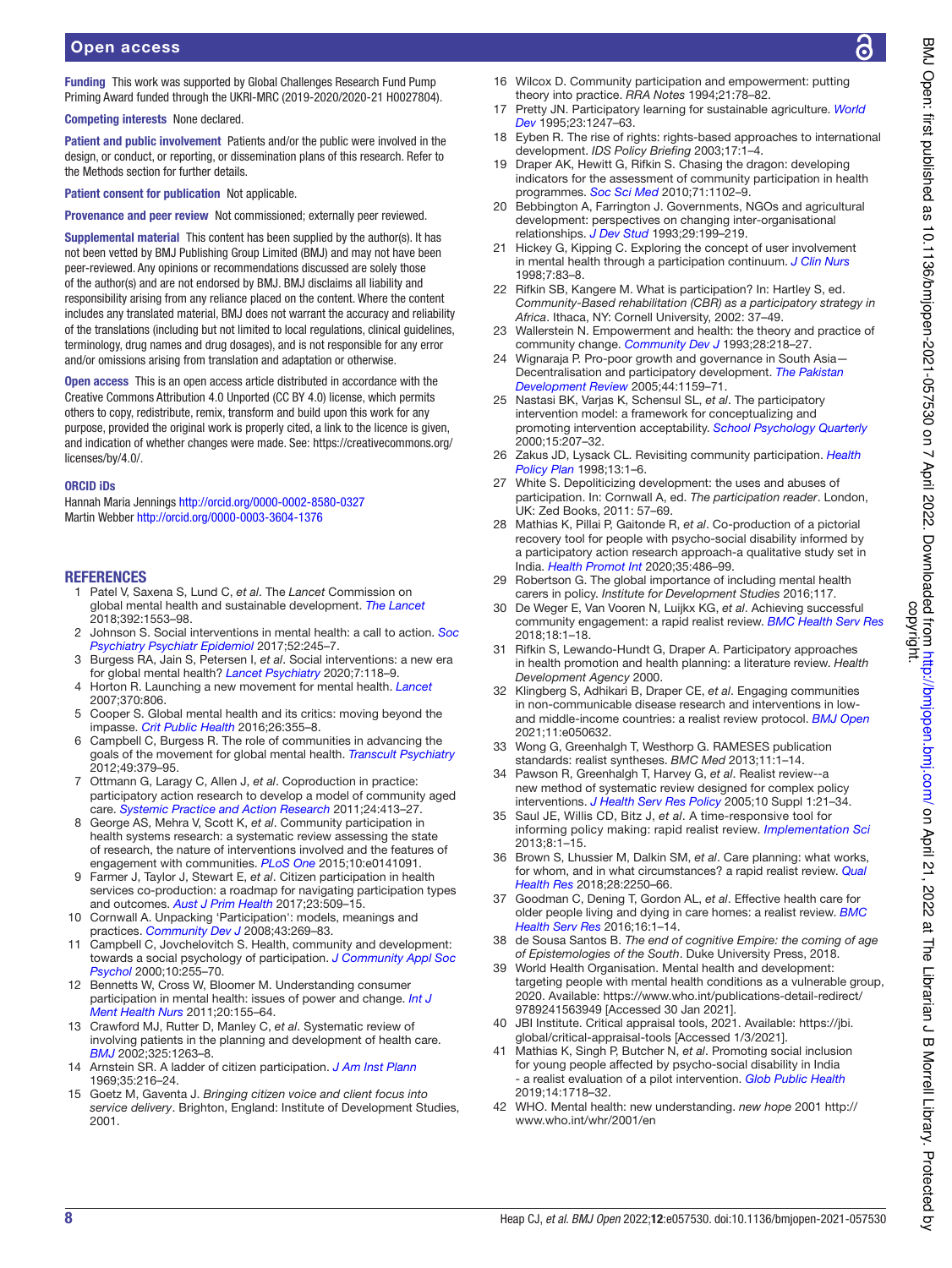**Funding** This work was supported by Global Challenges Research Fund Pump Priming Award funded through the UKRI-MRC (2019-2020/2020-21 H0027804).

**Competing interests** None declared.

**Patient and public involvement** Patients and/or the public were involved in the design, or conduct, or reporting, or dissemination plans of this research. Refer to the Methods section for further details.

**Patient consent for publication** Not applicable.

**Provenance and peer review** Not commissioned; externally peer reviewed.

**Supplemental material** This content has been supplied by the author(s). It has not been vetted by BMJ Publishing Group Limited (BMJ) and may not have been peer-reviewed. Any opinions or recommendations discussed are solely those of the author(s) and are not endorsed by BMJ. BMJ disclaims all liability and responsibility arising from any reliance placed on the content. Where the content includes any translated material, BMJ does not warrant the accuracy and reliability of the translations (including but not limited to local regulations, clinical guidelines, terminology, drug names and drug dosages), and is not responsible for any error and/or omissions arising from translation and adaptation or otherwise.

**Open access** This is an open access article distributed in accordance with the Creative Commons Attribution 4.0 Unported (CC BY 4.0) license, which permits others to copy, redistribute, remix, transform and build upon this work for any purpose, provided the original work is properly cited, a link to the licence is given, and indication of whether changes were made. See: https://creativecommons.org/licenses/by/4.0/.

**ORCID iDs**

Hannah Maria Jennings http://orcid.org/0000-0002-8580-0327
Martin Webber http://orcid.org/0000-0003-3604-1376

## REFERENCES

1. Patel V, Saxena S, Lund C, *et al*. The *Lancet* Commission on global mental health and sustainable development. *The Lancet* 2018;392:1553–98.
2. Johnson S. Social interventions in mental health: a call to action. *Soc Psychiatry Psychiatr Epidemiol* 2017;52:245–7.
3. Burgess RA, Jain S, Petersen I, *et al*. Social interventions: a new era for global mental health? *Lancet Psychiatry* 2020;7:118–9.
4. Horton R. Launching a new movement for mental health. *Lancet* 2007;370:806.
5. Cooper S. Global mental health and its critics: moving beyond the impasse. *Crit Public Health* 2016;26:355–8.
6. Campbell C, Burgess R. The role of communities in advancing the goals of the movement for global mental health. *Transcult Psychiatry* 2012;49:379–95.
7. Ottmann G, Laragy C, Allen J, *et al*. Coproduction in practice: participatory action research to develop a model of community aged care. *Systemic Practice and Action Research* 2011;24:413–27.
8. George AS, Mehra V, Scott K, *et al*. Community participation in health systems research: a systematic review assessing the state of research, the nature of interventions involved and the features of engagement with communities. *PLoS One* 2015;10:e0141091.
9. Farmer J, Taylor J, Stewart E, *et al*. Citizen participation in health services co-production: a roadmap for navigating participation types and outcomes. *Aust J Prim Health* 2017;23:509–15.
10. Cornwall A. Unpacking 'Participation': models, meanings and practices. *Community Dev J* 2008;43:269–83.
11. Campbell C, Jovchelovitch S. Health, community and development: towards a social psychology of participation. *J Community Appl Soc Psychol* 2000;10:255–70.
12. Bennetts W, Cross W, Bloomer M. Understanding consumer participation in mental health: issues of power and change. *Int J Ment Health Nurs* 2011;20:155–64.
13. Crawford MJ, Rutter D, Manley C, *et al*. Systematic review of involving patients in the planning and development of health care. *BMJ* 2002;325:1263–8.
14. Arnstein SR. A ladder of citizen participation. *J Am Inst Plann* 1969;35:216–24.
15. Goetz M, Gaventa J. *Bringing citizen voice and client focus into service delivery*. Brighton, England: Institute of Development Studies, 2001.
16. Wilcox D. Community participation and empowerment: putting theory into practice. *RRA Notes* 1994;21:78–82.
17. Pretty JN. Participatory learning for sustainable agriculture. *World Dev* 1995;23:1247–63.
18. Eyben R. The rise of rights: rights-based approaches to international development. *IDS Policy Briefing* 2003;17:1–4.
19. Draper AK, Hewitt G, Rifkin S. Chasing the dragon: developing indicators for the assessment of community participation in health programmes. *Soc Sci Med* 2010;71:1102–9.
20. Bebbington A, Farrington J. Governments, NGOs and agricultural development: perspectives on changing inter-organisational relationships. *J Dev Stud* 1993;29:199–219.
21. Hickey G, Kipping C. Exploring the concept of user involvement in mental health through a participation continuum. *J Clin Nurs* 1998;7:83–8.
22. Rifkin SB, Kangere M. What is participation? In: Hartley S, ed. *Community-Based rehabilitation (CBR) as a participatory strategy in Africa*. Ithaca, NY: Cornell University, 2002: 37–49.
23. Wallerstein N. Empowerment and health: the theory and practice of community change. *Community Dev J* 1993;28:218–27.
24. Wignaraja P. Pro-poor growth and governance in South Asia—Decentralisation and participatory development. *The Pakistan Development Review* 2005;44:1159–71.
25. Nastasi BK, Varjas K, Schensul SL, *et al*. The participatory intervention model: a framework for conceptualizing and promoting intervention acceptability. *School Psychology Quarterly* 2000;15:207–32.
26. Zakus JD, Lysack CL. Revisiting community participation. *Health Policy Plan* 1998;13:1–6.
27. White S. Depoliticizing development: the uses and abuses of participation. In: Cornwall A, ed. *The participation reader*. London, UK: Zed Books, 2011: 57–69.
28. Mathias K, Pillai P, Gaitonde R, *et al*. Co-production of a pictorial recovery tool for people with psycho-social disability informed by a participatory action research approach-a qualitative study set in India. *Health Promot Int* 2020;35:486–99.
29. Robertson G. The global importance of including mental health carers in policy. *Institute for Development Studies* 2016;117.
30. De Weger E, Van Vooren N, Luijkx KG, *et al*. Achieving successful community engagement: a rapid realist review. *BMC Health Serv Res* 2018;18:1–18.
31. Rifkin S, Lewando-Hundt G, Draper A. Participatory approaches in health promotion and health planning: a literature review. *Health Development Agency* 2000.
32. Klingberg S, Adhikari B, Draper CE, *et al*. Engaging communities in non-communicable disease research and interventions in low- and middle-income countries: a realist review protocol. *BMJ Open* 2021;11:e050632.
33. Wong G, Greenhalgh T, Westhorp G. RAMESES publication standards: realist syntheses. *BMC Med* 2013;11:1–14.
34. Pawson R, Greenhalgh T, Harvey G, *et al*. Realist review--a new method of systematic review designed for complex policy interventions. *J Health Serv Res Policy* 2005;10 Suppl 1:21–34.
35. Saul JE, Willis CD, Bitz J, *et al*. A time-responsive tool for informing policy making: rapid realist review. *Implementation Sci* 2013;8:1–15.
36. Brown S, Lhussier M, Dalkin SM, *et al*. Care planning: what works, for whom, and in what circumstances? a rapid realist review. *Qual Health Res* 2018;28:2250–66.
37. Goodman C, Dening T, Gordon AL, *et al*. Effective health care for older people living and dying in care homes: a realist review. *BMC Health Serv Res* 2016;16:1–14.
38. de Sousa Santos B. *The end of cognitive Empire: the coming of age of Epistemologies of the South*. Duke University Press, 2018.
39. World Health Organisation. Mental health and development: targeting people with mental health conditions as a vulnerable group, 2020. Available: https://www.who.int/publications-detail-redirect/9789241563949 [Accessed 30 Jan 2021].
40. JBI Institute. Critical appraisal tools, 2021. Available: https://jbi.global/critical-appraisal-tools [Accessed 1/3/2021].
41. Mathias K, Singh P, Butcher N, *et al*. Promoting social inclusion for young people affected by psycho-social disability in India - a realist evaluation of a pilot intervention. *Glob Public Health* 2019;14:1718–32.
42. WHO. Mental health: new understanding. *new hope* 2001 http://www.who.int/whr/2001/en